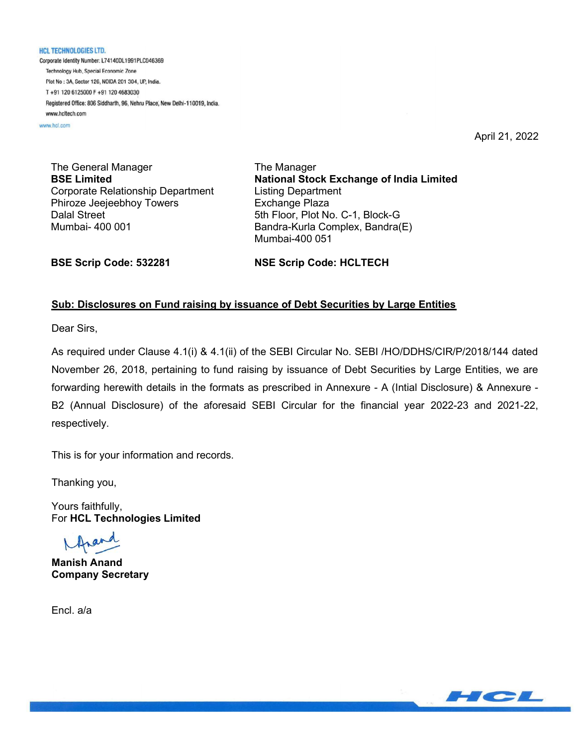**HCL TECHNOLOGIES LTD.**
Corporate Identity Number: L74140DL1991PLC046369
Technology Hub, Special Economic Zone
Plot No : 3A, Sector 126, NOIDA 201 304, UP, India.
T +91 120 6125000 F +91 120 4683030
Registered Office: 806 Siddharth, 96, Nehru Place, New Delhi-110019, India.
www.hcltech.com
www.hcl.com

April 21, 2022

The General Manager
**BSE Limited**
Corporate Relationship Department
Phiroze Jeejeebhoy Towers
Dalal Street
Mumbai- 400 001

**BSE Scrip Code: 532281**

The Manager
**National Stock Exchange of India Limited**
Listing Department
Exchange Plaza
5th Floor, Plot No. C-1, Block-G
Bandra-Kurla Complex, Bandra(E)
Mumbai-400 051

**NSE Scrip Code: HCLTECH**

**Sub: Disclosures on Fund raising by issuance of Debt Securities by Large Entities**

Dear Sirs,

As required under Clause 4.1(i) & 4.1(ii) of the SEBI Circular No. SEBI /HO/DDHS/CIR/P/2018/144 dated November 26, 2018, pertaining to fund raising by issuance of Debt Securities by Large Entities, we are forwarding herewith details in the formats as prescribed in Annexure - A (Intial Disclosure) & Annexure - B2 (Annual Disclosure) of the aforesaid SEBI Circular for the financial year 2022-23 and 2021-22, respectively.

This is for your information and records.

Thanking you,

Yours faithfully,
For **HCL Technologies Limited**

**Manish Anand**
**Company Secretary**

Encl. a/a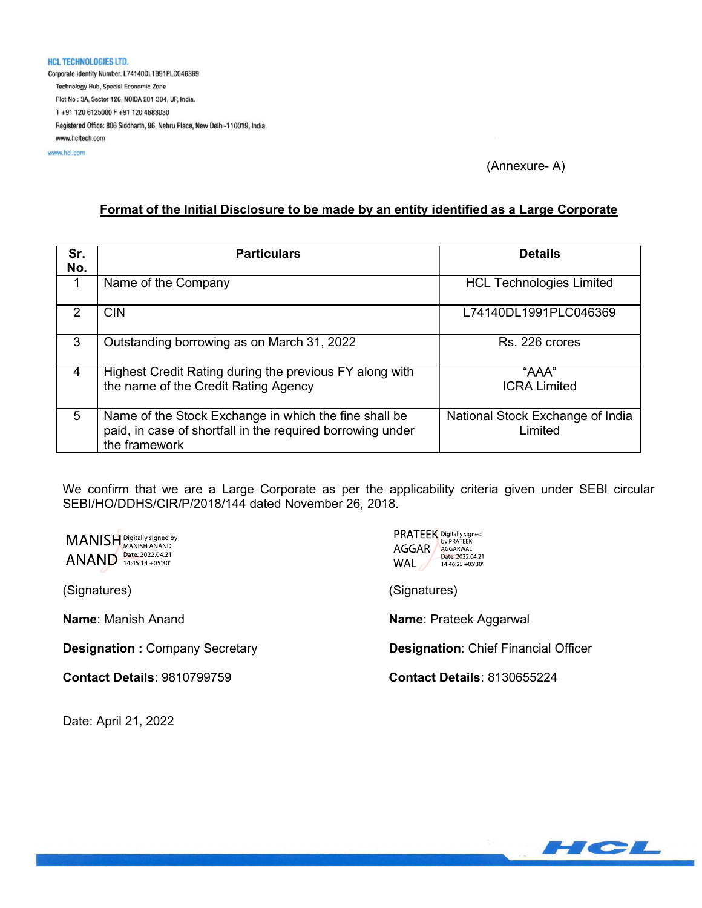**HCL TECHNOLOGIES LTD.**

Corporate Identity Number: L74140DL1991PLC046369

Technology Hub, Special Economic Zone

Plot No : 3A, Sector 126, NOIDA 201 304, UP, India.

T +91 120 6125000 F +91 120 4683030

Registered Office: 806 Siddharth, 96, Nehru Place, New Delhi-110019, India.

www.hcltech.com

www.hcl.com

(Annexure- A)

## Format of the Initial Disclosure to be made by an entity identified as a Large Corporate

| Sr. No. | Particulars | Details |
|---|---|---|
| 1 | Name of the Company | HCL Technologies Limited |
| 2 | CIN | L74140DL1991PLC046369 |
| 3 | Outstanding borrowing as on March 31, 2022 | Rs. 226 crores |
| 4 | Highest Credit Rating during the previous FY along with the name of the Credit Rating Agency | "AAA" ICRA Limited |
| 5 | Name of the Stock Exchange in which the fine shall be paid, in case of shortfall in the required borrowing under the framework | National Stock Exchange of India Limited |

We confirm that we are a Large Corporate as per the applicability criteria given under SEBI circular SEBI/HO/DDHS/CIR/P/2018/144 dated November 26, 2018.

MANISH ANAND — Digitally signed by MANISH ANAND Date: 2022.04.21 14:45:14 +05'30'

(Signatures)

**Name**: Manish Anand

**Designation :** Company Secretary

**Contact Details**: 9810799759

PRATEEK AGGARWAL — Digitally signed by PRATEEK AGGARWAL Date: 2022.04.21 14:46:25 +05'30'

(Signatures)

**Name**: Prateek Aggarwal

**Designation**: Chief Financial Officer

**Contact Details**: 8130655224

Date: April 21, 2022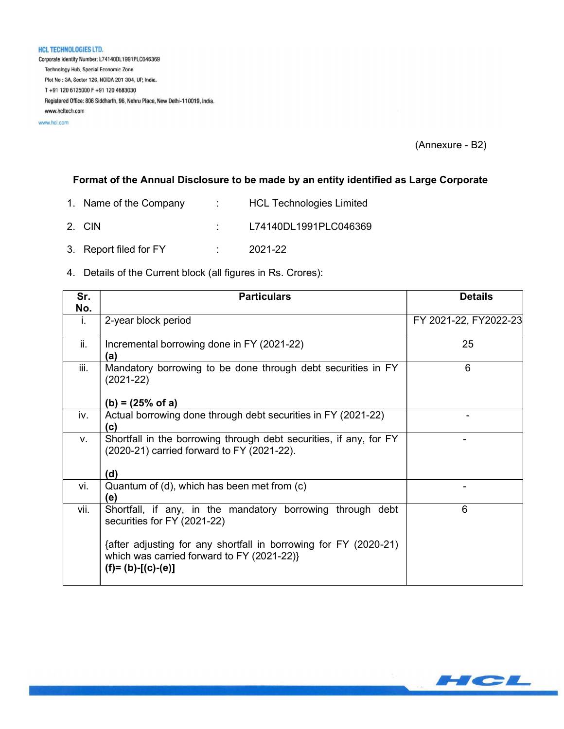**HCL TECHNOLOGIES LTD.**
Corporate Identity Number: L74140DL1991PLC046369
Technology Hub, Special Economic Zone
Plot No : 3A, Sector 126, NOIDA 201 304, UP, India.
T +91 120 6125000 F +91 120 4683030
Registered Office: 806 Siddharth, 96, Nehru Place, New Delhi-110019, India.
www.hcltech.com
www.hcl.com

(Annexure - B2)

**Format of the Annual Disclosure to be made by an entity identified as Large Corporate**

1. Name of the Company : HCL Technologies Limited
2. CIN : L74140DL1991PLC046369
3. Report filed for FY : 2021-22
4. Details of the Current block (all figures in Rs. Crores):

| Sr. No. | Particulars | Details |
|---|---|---|
| i. | 2-year block period | FY 2021-22, FY2022-23 |
| ii. | Incremental borrowing done in FY (2021-22)<br>**(a)** | 25 |
| iii. | Mandatory borrowing to be done through debt securities in FY (2021-22)<br><br>**(b) = (25% of a)** | 6 |
| iv. | Actual borrowing done through debt securities in FY (2021-22)<br>**(c)** | - |
| v. | Shortfall in the borrowing through debt securities, if any, for FY (2020-21) carried forward to FY (2021-22).<br><br>**(d)** | - |
| vi. | Quantum of (d), which has been met from (c)<br>**(e)** | - |
| vii. | Shortfall, if any, in the mandatory borrowing through debt securities for FY (2021-22)<br><br>{after adjusting for any shortfall in borrowing for FY (2020-21) which was carried forward to FY (2021-22)}<br>**(f)= (b)-[(c)-(e)]** | 6 |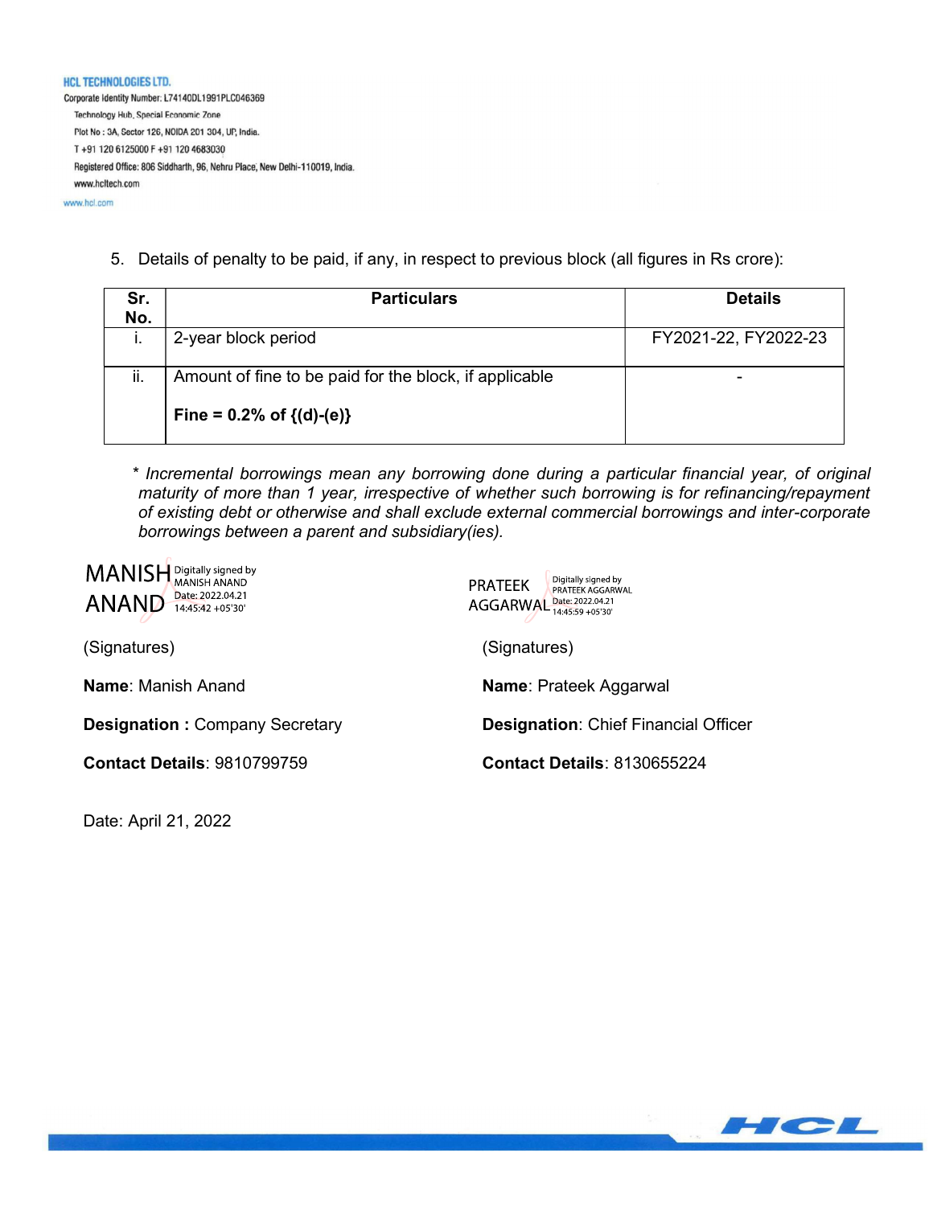**HCL TECHNOLOGIES LTD.**

Corporate Identity Number: L74140DL1991PLC046369

Technology Hub, Special Economic Zone

Plot No : 3A, Sector 126, NOIDA 201 304, UP, India.

T +91 120 6125000 F +91 120 4683030

Registered Office: 806 Siddharth, 96, Nehru Place, New Delhi-110019, India.

www.hcltech.com

www.hcl.com

5. Details of penalty to be paid, if any, in respect to previous block (all figures in Rs crore):

| Sr. No. | Particulars | Details |
|---|---|---|
| i. | 2-year block period | FY2021-22, FY2022-23 |
| ii. | Amount of fine to be paid for the block, if applicable<br><br>**Fine = 0.2% of {(d)-(e)}** | - |

*\* Incremental borrowings mean any borrowing done during a particular financial year, of original maturity of more than 1 year, irrespective of whether such borrowing is for refinancing/repayment of existing debt or otherwise and shall exclude external commercial borrowings and inter-corporate borrowings between a parent and subsidiary(ies).*

MANISH ANAND Digitally signed by MANISH ANAND Date: 2022.04.21 14:45:42 +05'30'

(Signatures)

**Name**: Manish Anand

**Designation :** Company Secretary

**Contact Details**: 9810799759

PRATEEK AGGARWAL Digitally signed by PRATEEK AGGARWAL Date: 2022.04.21 14:45:59 +05'30'

(Signatures)

**Name**: Prateek Aggarwal

**Designation**: Chief Financial Officer

**Contact Details**: 8130655224

Date: April 21, 2022